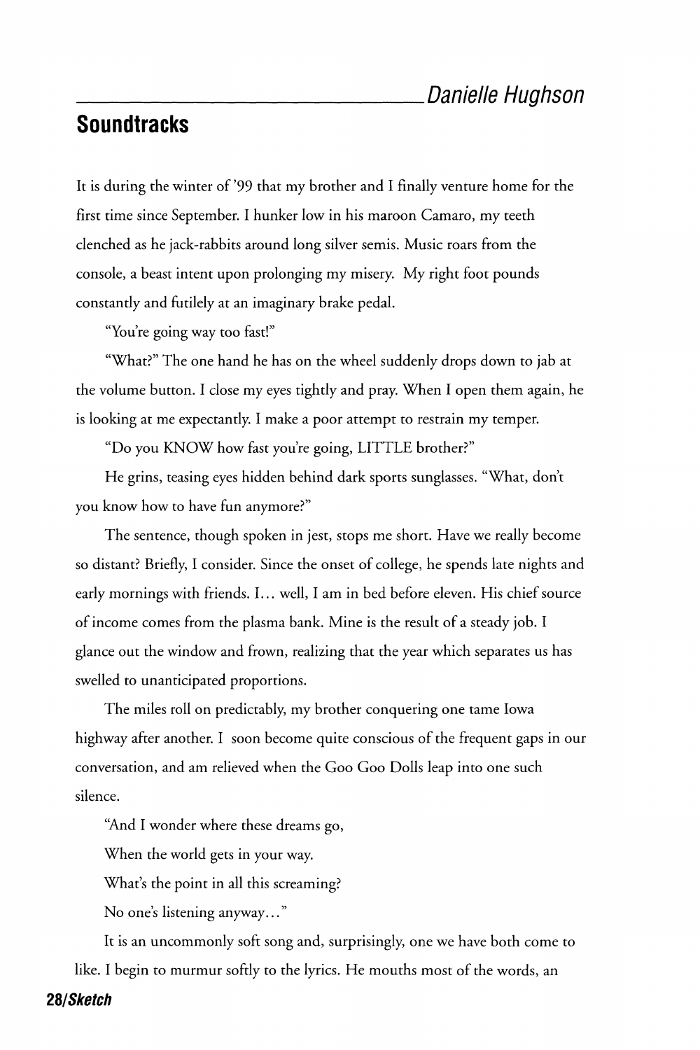## Soundtracks

*Danielle Hughson*

It is during the winter of '99 that my brother and I finally venture home for the first time since September. I hunker low in his maroon Camaro, my teeth clenched as he jack-rabbits around long silver semis. Music roars from the console, a beast intent upon prolonging my misery. My right foot pounds constantly and futilely at an imaginary brake pedal.

"You're going way too fast!"

"What?" The one hand he has on the wheel suddenly drops down to jab at the volume button. I close my eyes tightly and pray. When I open them again, he is looking at me expectantly. I make a poor attempt to restrain my temper.

"Do you KNOW how fast you're going, LITTLE brother?"

He grins, teasing eyes hidden behind dark sports sunglasses. "What, don't you know how to have fun anymore?"

The sentence, though spoken in jest, stops me short. Have we really become so distant? Briefly, I consider. Since the onset of college, he spends late nights and early mornings with friends. I… well, I am in bed before eleven. His chief source of income comes from the plasma bank. Mine is the result of a steady job. I glance out the window and frown, realizing that the year which separates us has swelled to unanticipated proportions.

The miles roll on predictably, my brother conquering one tame Iowa highway after another. I soon become quite conscious of the frequent gaps in our conversation, and am relieved when the Goo Goo Dolls leap into one such silence.

"And I wonder where these dreams go,

When the world gets in your way.

What's the point in all this screaming?

No one's listening anyway…"

It is an uncommonly soft song and, surprisingly, one we have both come to like. I begin to murmur softly to the lyrics. He mouths most of the words, an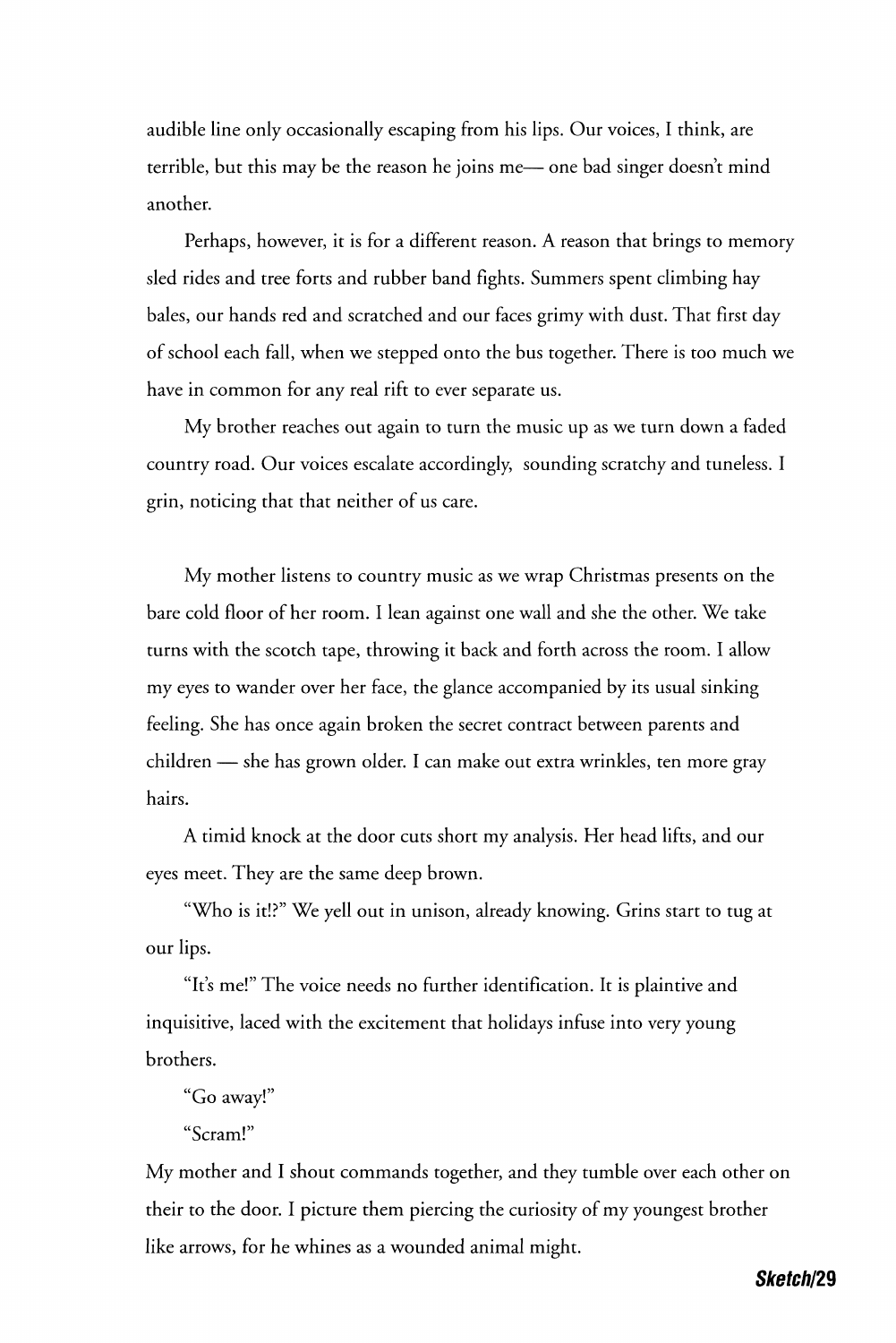audible line only occasionally escaping from his lips. Our voices, I think, are terrible, but this may be the reason he joins me— one bad singer doesn't mind another.

Perhaps, however, it is for a different reason. A reason that brings to memory sled rides and tree forts and rubber band fights. Summers spent climbing hay bales, our hands red and scratched and our faces grimy with dust. That first day of school each fall, when we stepped onto the bus together. There is too much we have in common for any real rift to ever separate us.

My brother reaches out again to turn the music up as we turn down a faded country road. Our voices escalate accordingly, sounding scratchy and tuneless. I grin, noticing that that neither of us care.

My mother listens to country music as we wrap Christmas presents on the bare cold floor of her room. I lean against one wall and she the other. We take turns with the scotch tape, throwing it back and forth across the room. I allow my eyes to wander over her face, the glance accompanied by its usual sinking feeling. She has once again broken the secret contract between parents and children — she has grown older. I can make out extra wrinkles, ten more gray hairs.

A timid knock at the door cuts short my analysis. Her head lifts, and our eyes meet. They are the same deep brown.

"Who is it!?" We yell out in unison, already knowing. Grins start to tug at our lips.

"It's me!" The voice needs no further identification. It is plaintive and inquisitive, laced with the excitement that holidays infuse into very young brothers.

"Go away!"

"Scram!"

My mother and I shout commands together, and they tumble over each other on their to the door. I picture them piercing the curiosity of my youngest brother like arrows, for he whines as a wounded animal might.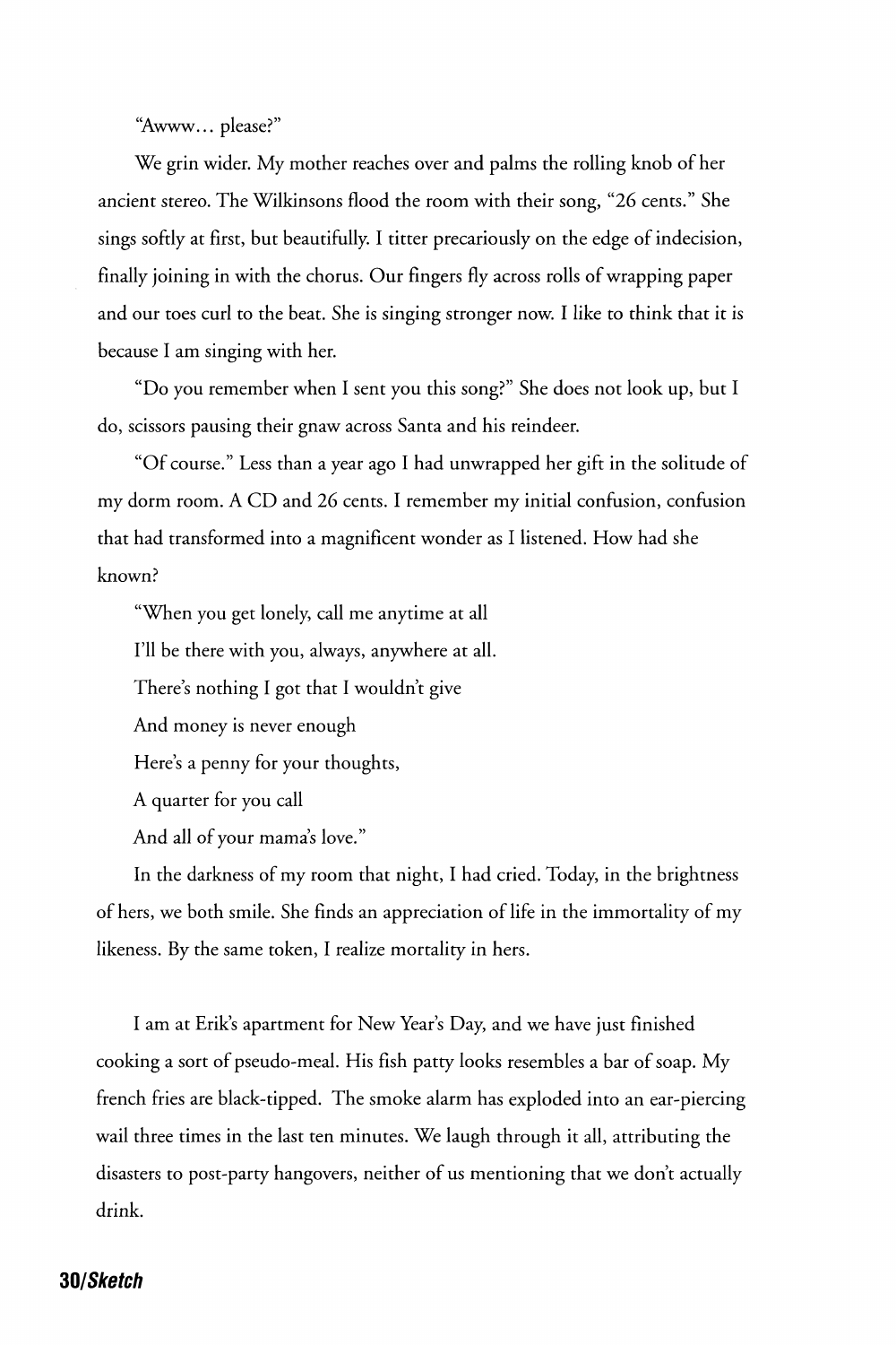"Awww… please?"

We grin wider. My mother reaches over and palms the rolling knob of her ancient stereo. The Wilkinsons flood the room with their song, "26 cents." She sings softly at first, but beautifully. I titter precariously on the edge of indecision, finally joining in with the chorus. Our fingers fly across rolls of wrapping paper and our toes curl to the beat. She is singing stronger now. I like to think that it is because I am singing with her.

"Do you remember when I sent you this song?" She does not look up, but I do, scissors pausing their gnaw across Santa and his reindeer.

"Of course." Less than a year ago I had unwrapped her gift in the solitude of my dorm room. A CD and 26 cents. I remember my initial confusion, confusion that had transformed into a magnificent wonder as I listened. How had she known?

"When you get lonely, call me anytime at all

I'll be there with you, always, anywhere at all.

There's nothing I got that I wouldn't give

And money is never enough

Here's a penny for your thoughts,

A quarter for you call

And all of your mama's love."

In the darkness of my room that night, I had cried. Today, in the brightness of hers, we both smile. She finds an appreciation of life in the immortality of my likeness. By the same token, I realize mortality in hers.

I am at Erik's apartment for New Year's Day, and we have just finished cooking a sort of pseudo-meal. His fish patty looks resembles a bar of soap. My french fries are black-tipped. The smoke alarm has exploded into an ear-piercing wail three times in the last ten minutes. We laugh through it all, attributing the disasters to post-party hangovers, neither of us mentioning that we don't actually drink.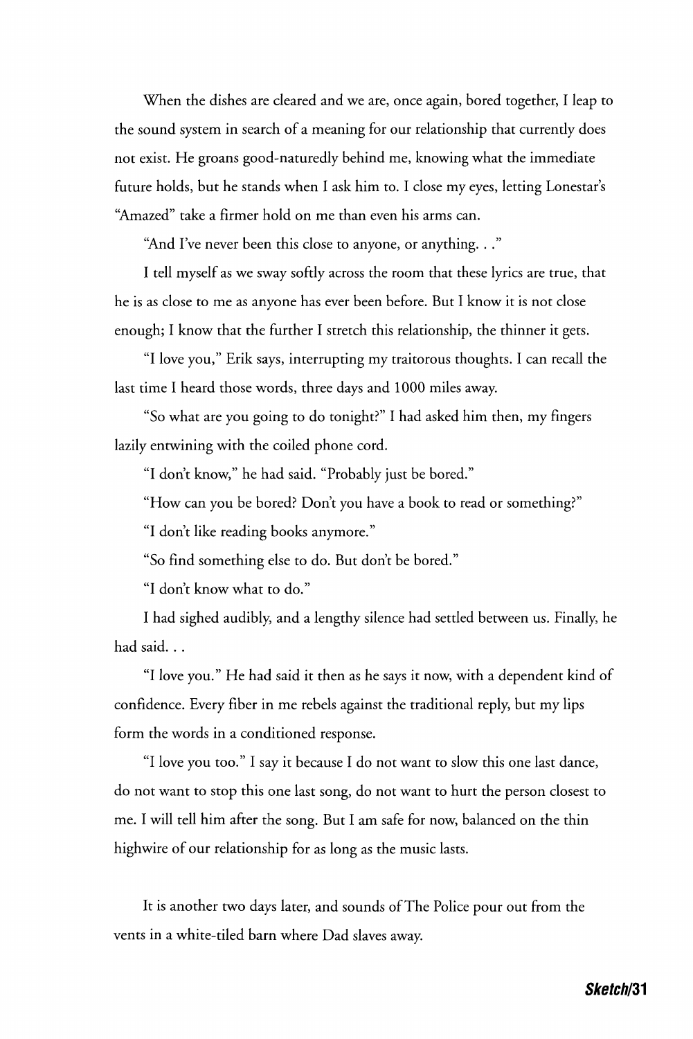When the dishes are cleared and we are, once again, bored together, I leap to the sound system in search of a meaning for our relationship that currently does not exist. He groans good-naturedly behind me, knowing what the immediate future holds, but he stands when I ask him to. I close my eyes, letting Lonestar's "Amazed" take a firmer hold on me than even his arms can.

"And I've never been this close to anyone, or anything. . ."

I tell myself as we sway softly across the room that these lyrics are true, that he is as close to me as anyone has ever been before. But I know it is not close enough; I know that the further I stretch this relationship, the thinner it gets.

"I love you," Erik says, interrupting my traitorous thoughts. I can recall the last time I heard those words, three days and 1000 miles away.

"So what are you going to do tonight?" I had asked him then, my fingers lazily entwining with the coiled phone cord.

"I don't know," he had said. "Probably just be bored."

"How can you be bored? Don't you have a book to read or something?"

"I don't like reading books anymore."

"So find something else to do. But don't be bored."

"I don't know what to do."

I had sighed audibly, and a lengthy silence had settled between us. Finally, he had said. . .

"I love you." He had said it then as he says it now, with a dependent kind of confidence. Every fiber in me rebels against the traditional reply, but my lips form the words in a conditioned response.

"I love you too." I say it because I do not want to slow this one last dance, do not want to stop this one last song, do not want to hurt the person closest to me. I will tell him after the song. But I am safe for now, balanced on the thin highwire of our relationship for as long as the music lasts.

It is another two days later, and sounds of The Police pour out from the vents in a white-tiled barn where Dad slaves away.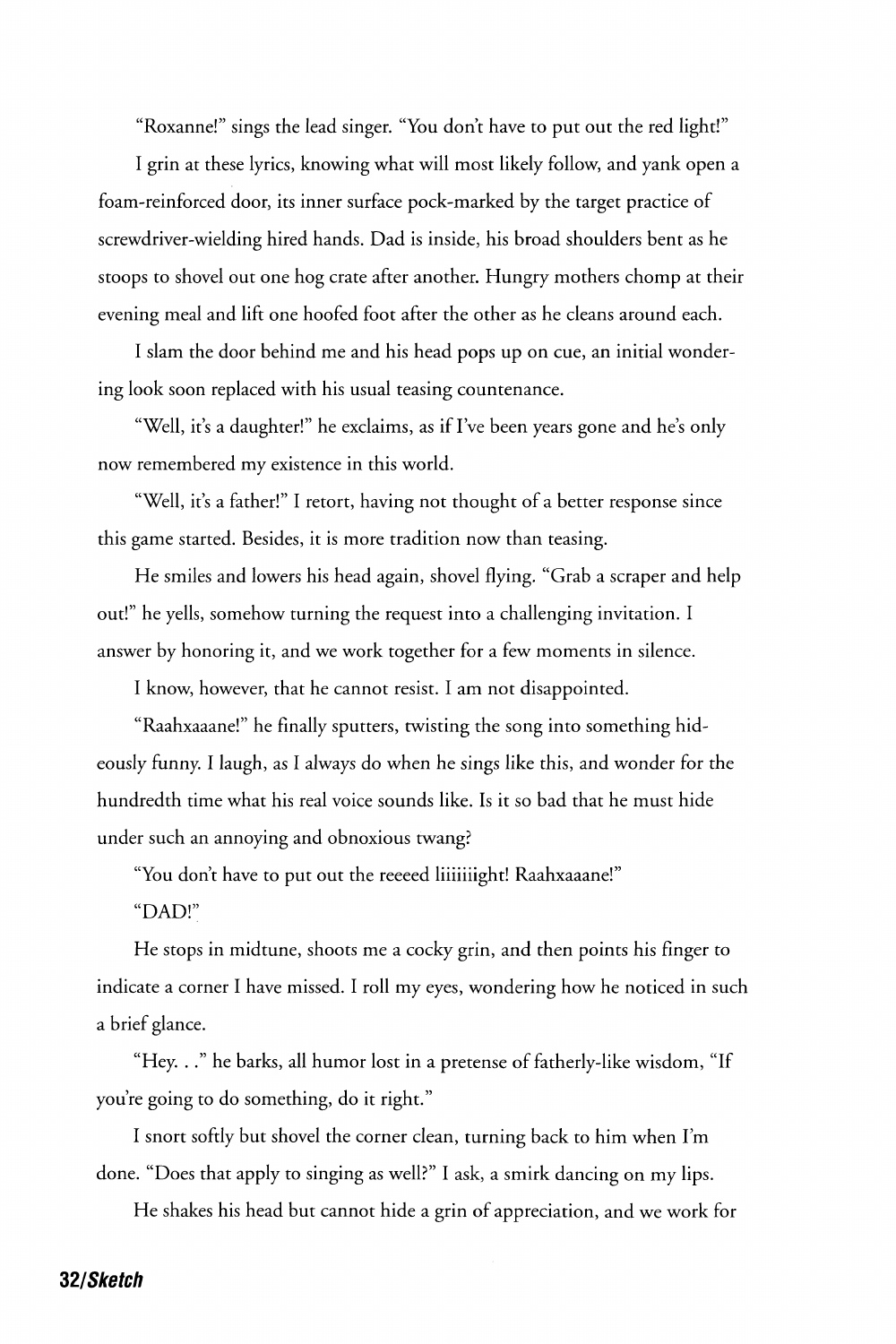"Roxanne!" sings the lead singer. "You don't have to put out the red light!"

I grin at these lyrics, knowing what will most likely follow, and yank open a foam-reinforced door, its inner surface pock-marked by the target practice of screwdriver-wielding hired hands. Dad is inside, his broad shoulders bent as he stoops to shovel out one hog crate after another. Hungry mothers chomp at their evening meal and lift one hoofed foot after the other as he cleans around each.

I slam the door behind me and his head pops up on cue, an initial wondering look soon replaced with his usual teasing countenance.

"Well, it's a daughter!" he exclaims, as if I've been years gone and he's only now remembered my existence in this world.

"Well, it's a father!" I retort, having not thought of a better response since this game started. Besides, it is more tradition now than teasing.

He smiles and lowers his head again, shovel flying. "Grab a scraper and help out!" he yells, somehow turning the request into a challenging invitation. I answer by honoring it, and we work together for a few moments in silence.

I know, however, that he cannot resist. I am not disappointed.

"Raahxaaane!" he finally sputters, twisting the song into something hideously funny. I laugh, as I always do when he sings like this, and wonder for the hundredth time what his real voice sounds like. Is it so bad that he must hide under such an annoying and obnoxious twang?

"You don't have to put out the reeeed liiiiiiight! Raahxaaane!"

"DAD!"

He stops in midtune, shoots me a cocky grin, and then points his finger to indicate a corner I have missed. I roll my eyes, wondering how he noticed in such a brief glance.

"Hey. . ." he barks, all humor lost in a pretense of fatherly-like wisdom, "If you're going to do something, do it right."

I snort softly but shovel the corner clean, turning back to him when I'm done. "Does that apply to singing as well?" I ask, a smirk dancing on my lips.

He shakes his head but cannot hide a grin of appreciation, and we work for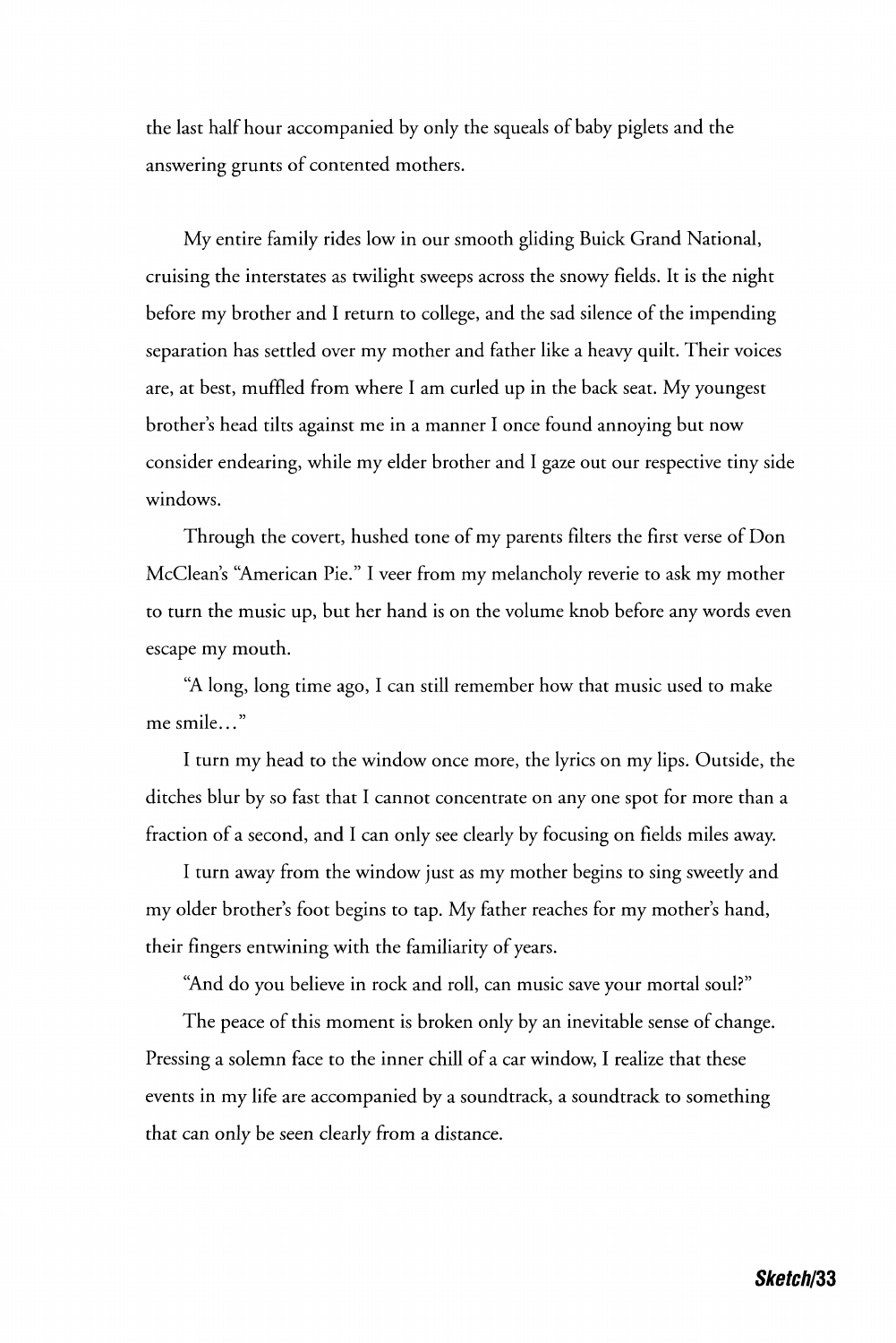the last half hour accompanied by only the squeals of baby piglets and the answering grunts of contented mothers.

My entire family rides low in our smooth gliding Buick Grand National, cruising the interstates as twilight sweeps across the snowy fields. It is the night before my brother and I return to college, and the sad silence of the impending separation has settled over my mother and father like a heavy quilt. Their voices are, at best, muffled from where I am curled up in the back seat. My youngest brother's head tilts against me in a manner I once found annoying but now consider endearing, while my elder brother and I gaze out our respective tiny side windows.

Through the covert, hushed tone of my parents filters the first verse of Don McClean's "American Pie." I veer from my melancholy reverie to ask my mother to turn the music up, but her hand is on the volume knob before any words even escape my mouth.

"A long, long time ago, I can still remember how that music used to make me smile..."

I turn my head to the window once more, the lyrics on my lips. Outside, the ditches blur by so fast that I cannot concentrate on any one spot for more than a fraction of a second, and I can only see clearly by focusing on fields miles away.

I turn away from the window just as my mother begins to sing sweetly and my older brother's foot begins to tap. My father reaches for my mother's hand, their fingers entwining with the familiarity of years.

"And do you believe in rock and roll, can music save your mortal soul?"

The peace of this moment is broken only by an inevitable sense of change. Pressing a solemn face to the inner chill of a car window, I realize that these events in my life are accompanied by a soundtrack, a soundtrack to something that can only be seen clearly from a distance.